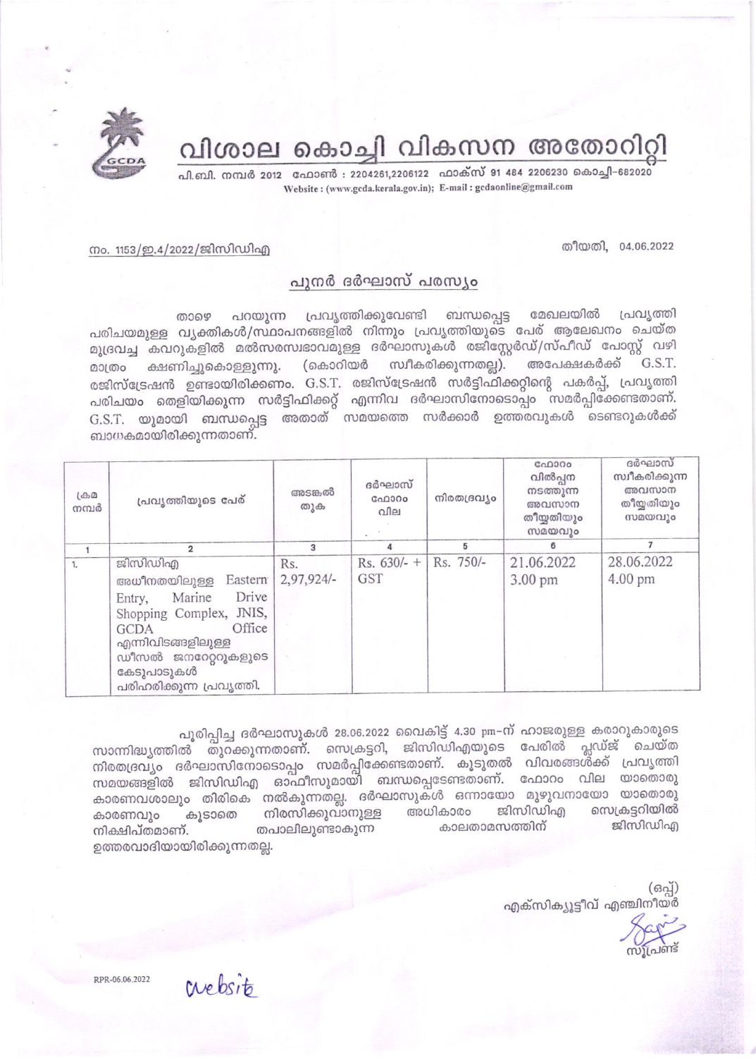# വിശാല കൊച്ചി വികസന അതോറിറ്റി

പി.ബി. നമ്പർ 2012 ഫോൺ : 2204261,2206122 ഫാക്സ് 91 484 2206230 കൊച്ചി–682020
Website : (www.gcda.kerala.gov.in); E-mail : gcdaonline@gmail.com

നം. 1153/ഇ.4/2022/ജിസിഡിഎ

തീയതി, 04.06.2022

## പുനർ ദർഘാസ് പരസ്യം

താഴെ പറയുന്ന പ്രവൃത്തിക്കുവേണ്ടി ബന്ധപ്പെട്ട മേഖലയിൽ പ്രവൃത്തി പരിചയമുള്ള വ്യക്തികൾ/സ്ഥാപനങ്ങളിൽ നിന്നും പ്രവൃത്തിയുടെ പേര് ആലേഖനം ചെയ്ത മുദ്രവച്ച കവറുകളിൽ മൽസരസ്വഭാവമുള്ള ദർഘാസുകൾ രജിസ്റ്റേർഡ്/സ്പീഡ് പോസ്റ്റ് വഴി മാത്രം ക്ഷണിച്ചുകൊള്ളുന്നു. (കൊറിയർ സ്വീകരിക്കുന്നതല്ല). അപേക്ഷകർക്ക് G.S.T. രജിസ്ട്രേഷൻ ഉണ്ടായിരിക്കണം. G.S.T. രജിസ്ട്രേഷൻ സർട്ടിഫിക്കറ്റിന്റെ പകർപ്പ്, പ്രവൃത്തി പരിചയം തെളിയിക്കുന്ന സർട്ടിഫിക്കറ്റ് എന്നിവ ദർഘാസിനോടൊപ്പം സമർപ്പിക്കേണ്ടതാണ്. G.S.T. യുമായി ബന്ധപ്പെട്ട അതാത് സമയത്തെ സർക്കാർ ഉത്തരവുകൾ ടെണ്ടറുകൾക്ക് ബാധകമായിരിക്കുന്നതാണ്.

| ക്രമ നമ്പർ | പ്രവൃത്തിയുടെ പേര് | അടങ്കൽ തുക | ദർഘാസ് ഫോറം വില | നിരതദ്രവ്യം | ഫോറം വിൽപ്പന നടത്തുന്ന അവസാന തീയ്യതിയും സമയവും | ദർഘാസ് സ്വീകരിക്കുന്ന അവസാന തീയ്യതിയും സമയവും |
|---|---|---|---|---|---|---|
| 1 | 2 | 3 | 4 | 5 | 6 | 7 |
| 1. | ജിസിഡിഎ അധീനതയിലുള്ള Eastern Entry, Marine Drive Shopping Complex, JNIS, GCDA Office എന്നിവിടങ്ങളിലുള്ള ഡീസൽ ജനറേറ്ററുകളുടെ കേടുപാടുകൾ പരിഹരിക്കുന്ന പ്രവൃത്തി. | Rs. 2,97,924/- | Rs. 630/- + GST | Rs. 750/- | 21.06.2022 3.00 pm | 28.06.2022 4.00 pm |

പൂരിപ്പിച്ച ദർഘാസുകൾ 28.06.2022 വൈകിട്ട് 4.30 pm–ന് ഹാജരുള്ള കരാറുകാരുടെ സാന്നിദ്ധ്യത്തിൽ തുറക്കുന്നതാണ്. സെക്രട്ടറി, ജിസിഡിഎയുടെ പേരിൽ പ്ലഡ്ജ് ചെയ്ത നിരതദ്രവ്യം ദർഘാസിനോടൊപ്പം സമർപ്പിക്കേണ്ടതാണ്. കൂടുതൽ വിവരങ്ങൾക്ക് പ്രവൃത്തി സമയങ്ങളിൽ ജിസിഡിഎ ഓഫീസുമായി ബന്ധപ്പെടേണ്ടതാണ്. ഫോറം വില യാതൊരു കാരണവശാലും തിരികെ നൽകുന്നതല്ല. ദർഘാസുകൾ ഒന്നായോ മുഴുവനായോ യാതൊരു കാരണവും കൂടാതെ നിരസിക്കുവാനുള്ള അധികാരം ജിസിഡിഎ സെക്രട്ടറിയിൽ നിക്ഷിപ്തമാണ്. തപാലിലുണ്ടാകുന്ന കാലതാമസത്തിന് ജിസിഡിഎ ഉത്തരവാദിയായിരിക്കുന്നതല്ല.

(ഒപ്പ്)
എക്സിക്യൂട്ടീവ് എഞ്ചിനീയർ

സൂപ്രണ്ട്

RPR-06.06.2022

website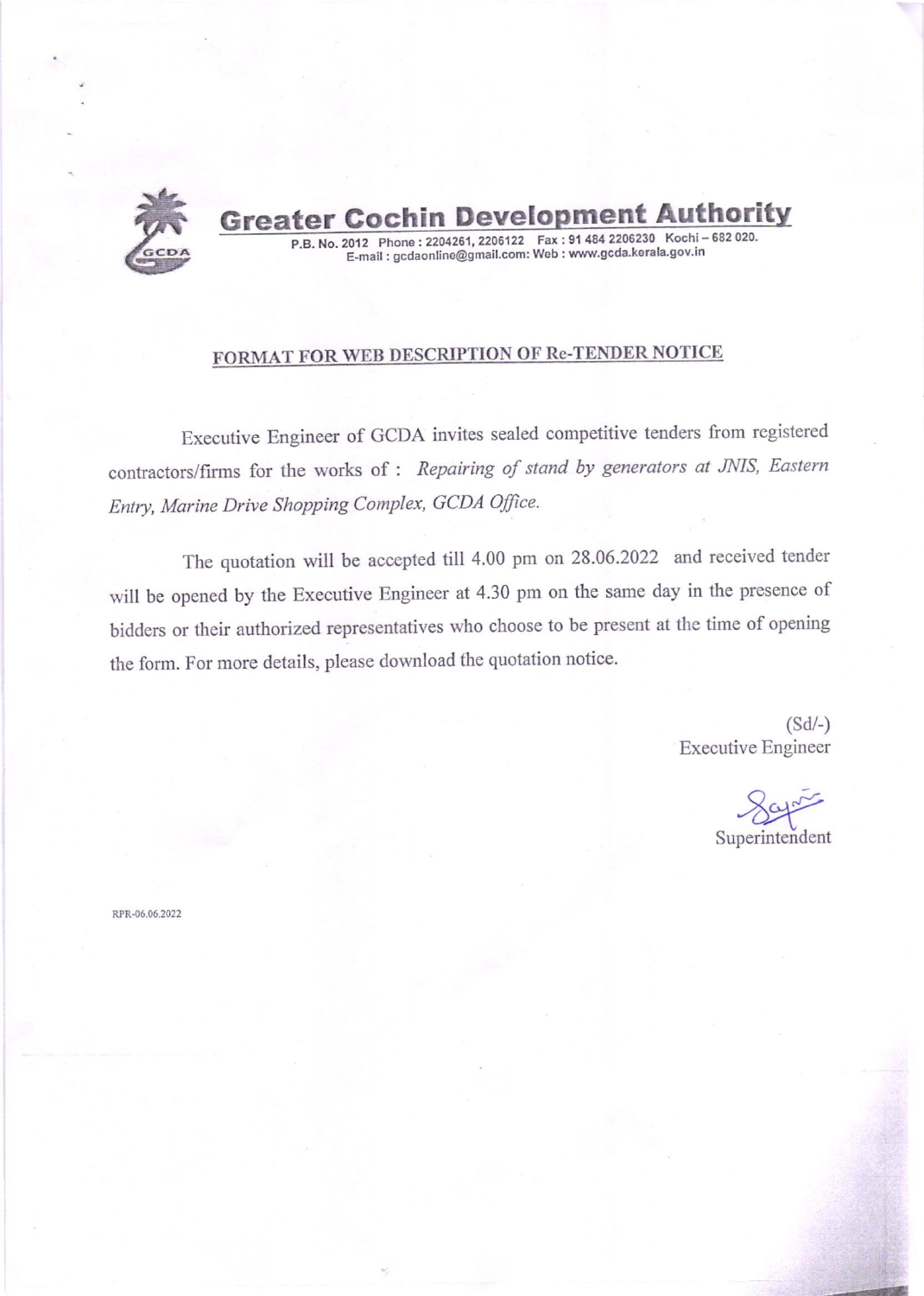# Greater Cochin Development Authority

P.B. No. 2012 Phone : 2204261, 2206122 Fax : 91 484 2206230 Kochi – 682 020.
E-mail : gcdaonline@gmail.com: Web : www.gcda.kerala.gov.in

## FORMAT FOR WEB DESCRIPTION OF Re-TENDER NOTICE

Executive Engineer of GCDA invites sealed competitive tenders from registered contractors/firms for the works of : *Repairing of stand by generators at JNIS, Eastern Entry, Marine Drive Shopping Complex, GCDA Office.*

The quotation will be accepted till 4.00 pm on 28.06.2022 and received tender will be opened by the Executive Engineer at 4.30 pm on the same day in the presence of bidders or their authorized representatives who choose to be present at the time of opening the form. For more details, please download the quotation notice.

(Sd/-)
Executive Engineer

Superintendent

RPR-06.06.2022